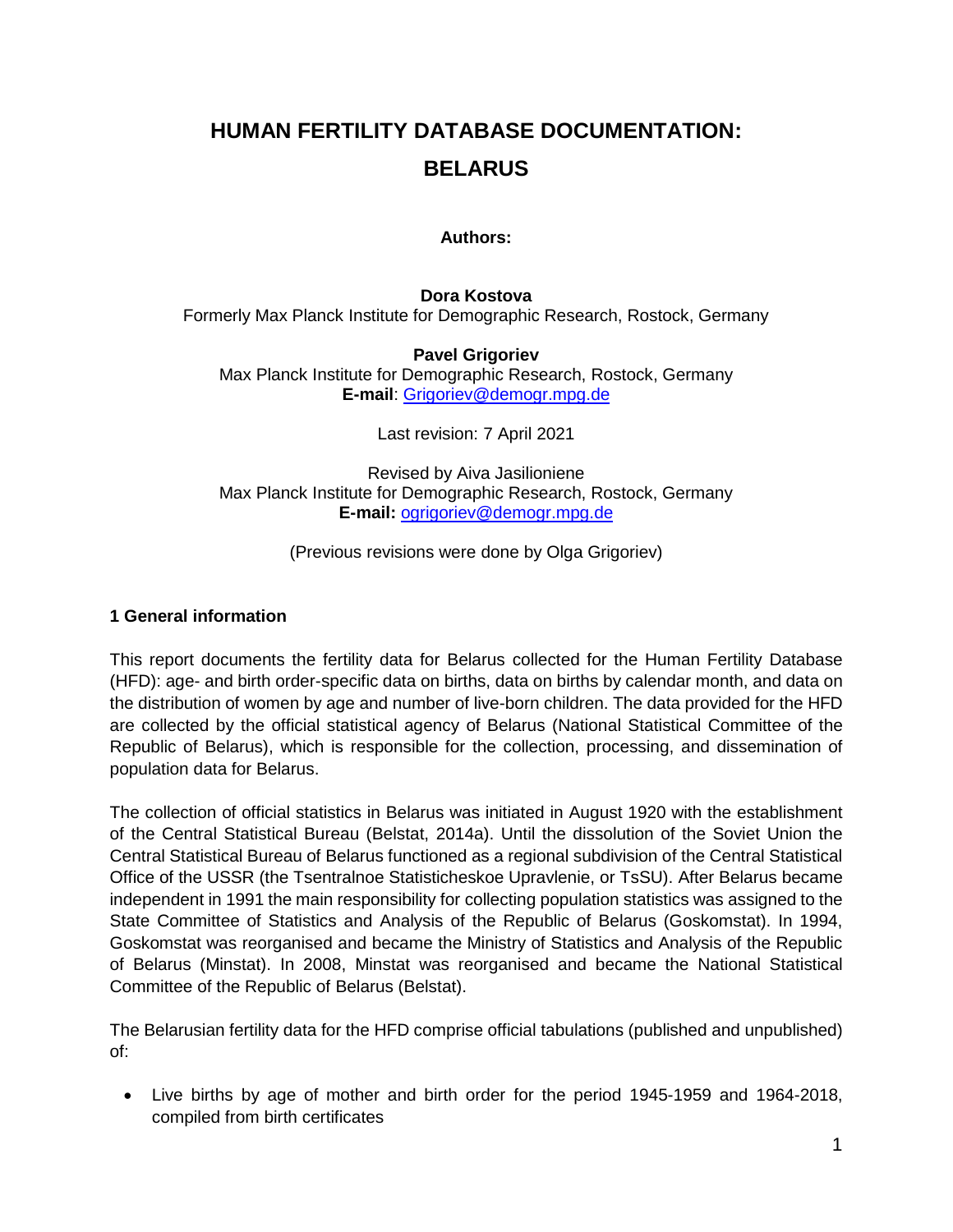# HUMAN FERTILITY DATABASE DOCUMENTATION: BELARUS

**Authors:**

**Dora Kostova**
Formerly Max Planck Institute for Demographic Research, Rostock, Germany

**Pavel Grigoriev**
Max Planck Institute for Demographic Research, Rostock, Germany
**E-mail**: Grigoriev@demogr.mpg.de

Last revision: 7 April 2021

Revised by Aiva Jasilioniene
Max Planck Institute for Demographic Research, Rostock, Germany
**E-mail:** ogrigoriev@demogr.mpg.de

(Previous revisions were done by Olga Grigoriev)

## 1 General information

This report documents the fertility data for Belarus collected for the Human Fertility Database (HFD): age- and birth order-specific data on births, data on births by calendar month, and data on the distribution of women by age and number of live-born children. The data provided for the HFD are collected by the official statistical agency of Belarus (National Statistical Committee of the Republic of Belarus), which is responsible for the collection, processing, and dissemination of population data for Belarus.

The collection of official statistics in Belarus was initiated in August 1920 with the establishment of the Central Statistical Bureau (Belstat, 2014a). Until the dissolution of the Soviet Union the Central Statistical Bureau of Belarus functioned as a regional subdivision of the Central Statistical Office of the USSR (the Tsentralnoe Statisticheskoe Upravlenie, or TsSU). After Belarus became independent in 1991 the main responsibility for collecting population statistics was assigned to the State Committee of Statistics and Analysis of the Republic of Belarus (Goskomstat). In 1994, Goskomstat was reorganised and became the Ministry of Statistics and Analysis of the Republic of Belarus (Minstat). In 2008, Minstat was reorganised and became the National Statistical Committee of the Republic of Belarus (Belstat).

The Belarusian fertility data for the HFD comprise official tabulations (published and unpublished) of:

- Live births by age of mother and birth order for the period 1945-1959 and 1964-2018, compiled from birth certificates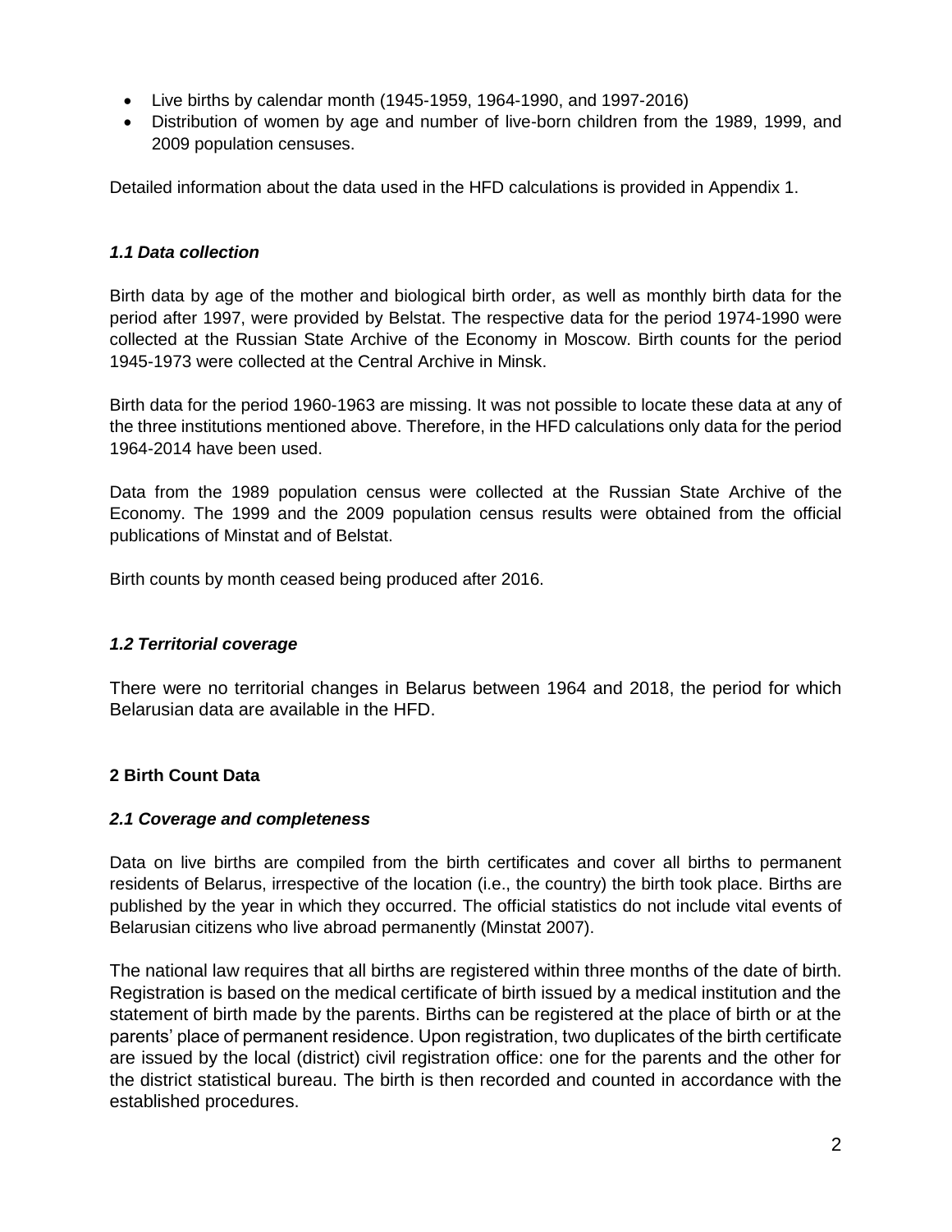- Live births by calendar month (1945-1959, 1964-1990, and 1997-2016)
- Distribution of women by age and number of live-born children from the 1989, 1999, and 2009 population censuses.

Detailed information about the data used in the HFD calculations is provided in Appendix 1.

### *1.1 Data collection*

Birth data by age of the mother and biological birth order, as well as monthly birth data for the period after 1997, were provided by Belstat. The respective data for the period 1974-1990 were collected at the Russian State Archive of the Economy in Moscow. Birth counts for the period 1945-1973 were collected at the Central Archive in Minsk.

Birth data for the period 1960-1963 are missing. It was not possible to locate these data at any of the three institutions mentioned above. Therefore, in the HFD calculations only data for the period 1964-2014 have been used.

Data from the 1989 population census were collected at the Russian State Archive of the Economy. The 1999 and the 2009 population census results were obtained from the official publications of Minstat and of Belstat.

Birth counts by month ceased being produced after 2016.

### *1.2 Territorial coverage*

There were no territorial changes in Belarus between 1964 and 2018, the period for which Belarusian data are available in the HFD.

## 2 Birth Count Data

### *2.1 Coverage and completeness*

Data on live births are compiled from the birth certificates and cover all births to permanent residents of Belarus, irrespective of the location (i.e., the country) the birth took place. Births are published by the year in which they occurred. The official statistics do not include vital events of Belarusian citizens who live abroad permanently (Minstat 2007).

The national law requires that all births are registered within three months of the date of birth. Registration is based on the medical certificate of birth issued by a medical institution and the statement of birth made by the parents. Births can be registered at the place of birth or at the parents' place of permanent residence. Upon registration, two duplicates of the birth certificate are issued by the local (district) civil registration office: one for the parents and the other for the district statistical bureau. The birth is then recorded and counted in accordance with the established procedures.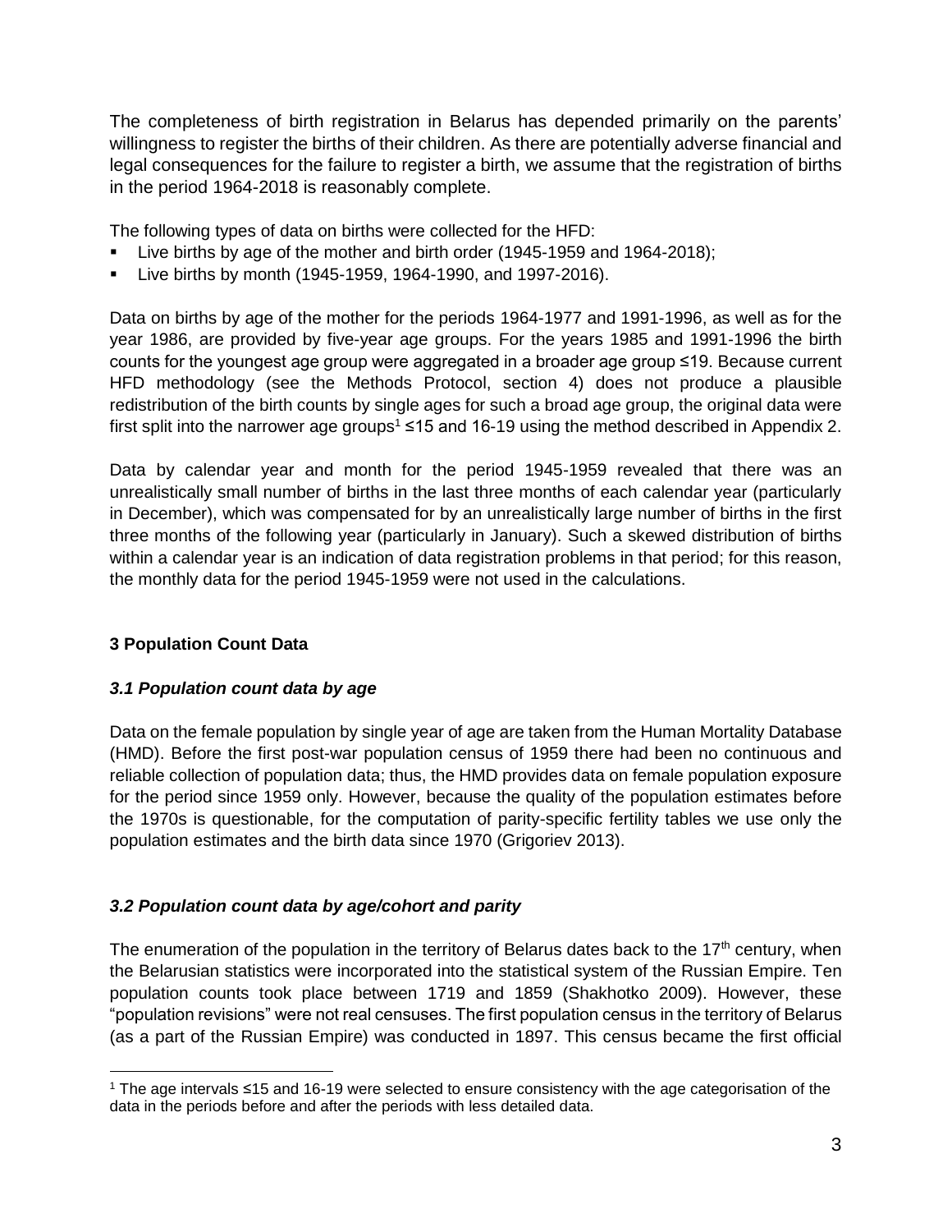The completeness of birth registration in Belarus has depended primarily on the parents' willingness to register the births of their children. As there are potentially adverse financial and legal consequences for the failure to register a birth, we assume that the registration of births in the period 1964-2018 is reasonably complete.

The following types of data on births were collected for the HFD:

- Live births by age of the mother and birth order (1945-1959 and 1964-2018);
- Live births by month (1945-1959, 1964-1990, and 1997-2016).

Data on births by age of the mother for the periods 1964-1977 and 1991-1996, as well as for the year 1986, are provided by five-year age groups. For the years 1985 and 1991-1996 the birth counts for the youngest age group were aggregated in a broader age group ≤19. Because current HFD methodology (see the Methods Protocol, section 4) does not produce a plausible redistribution of the birth counts by single ages for such a broad age group, the original data were first split into the narrower age groups[1] ≤15 and 16-19 using the method described in Appendix 2.

Data by calendar year and month for the period 1945-1959 revealed that there was an unrealistically small number of births in the last three months of each calendar year (particularly in December), which was compensated for by an unrealistically large number of births in the first three months of the following year (particularly in January). Such a skewed distribution of births within a calendar year is an indication of data registration problems in that period; for this reason, the monthly data for the period 1945-1959 were not used in the calculations.

## 3 Population Count Data

### *3.1 Population count data by age*

Data on the female population by single year of age are taken from the Human Mortality Database (HMD). Before the first post-war population census of 1959 there had been no continuous and reliable collection of population data; thus, the HMD provides data on female population exposure for the period since 1959 only. However, because the quality of the population estimates before the 1970s is questionable, for the computation of parity-specific fertility tables we use only the population estimates and the birth data since 1970 (Grigoriev 2013).

### *3.2 Population count data by age/cohort and parity*

The enumeration of the population in the territory of Belarus dates back to the 17th century, when the Belarusian statistics were incorporated into the statistical system of the Russian Empire. Ten population counts took place between 1719 and 1859 (Shakhotko 2009). However, these "population revisions" were not real censuses. The first population census in the territory of Belarus (as a part of the Russian Empire) was conducted in 1897. This census became the first official

[1] The age intervals ≤15 and 16-19 were selected to ensure consistency with the age categorisation of the data in the periods before and after the periods with less detailed data.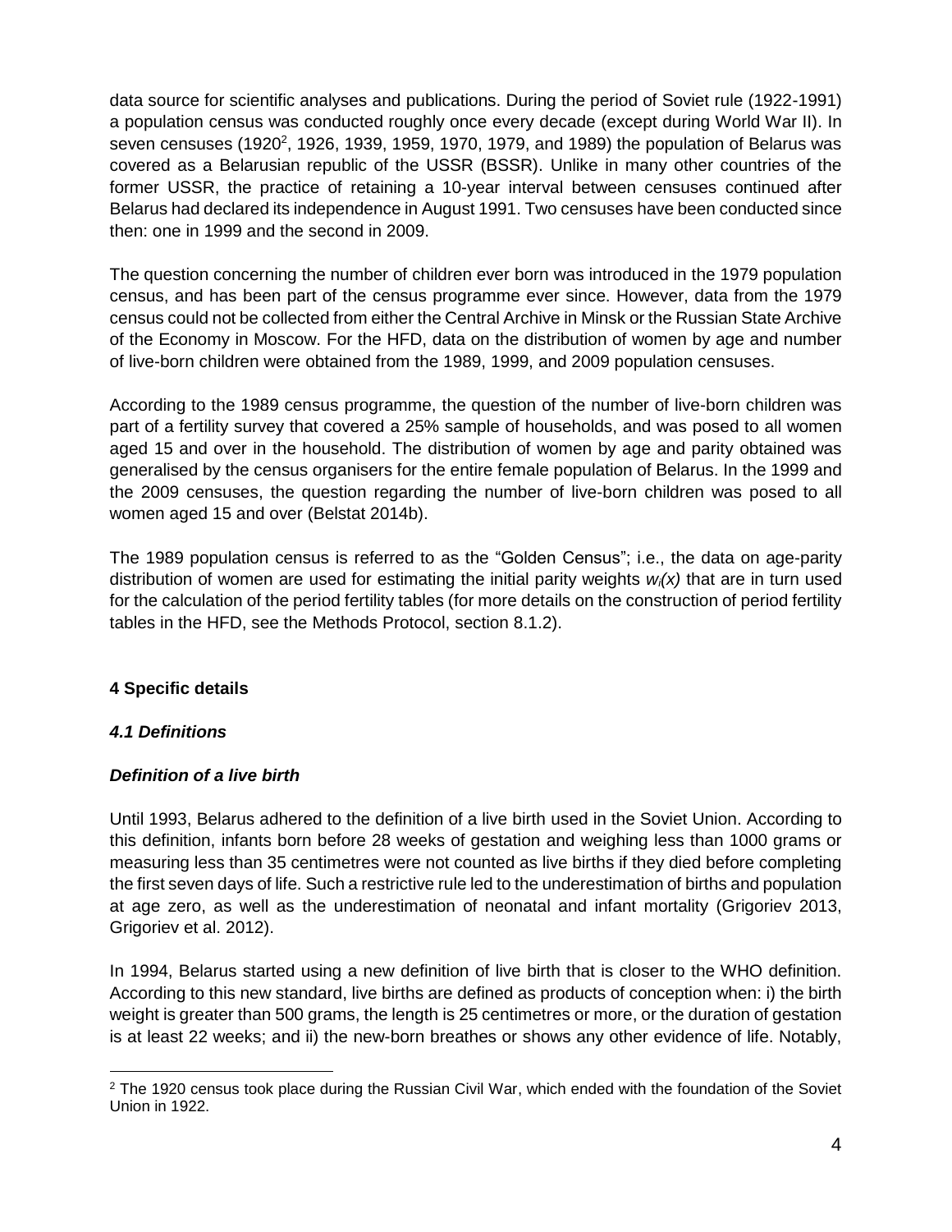data source for scientific analyses and publications. During the period of Soviet rule (1922-1991) a population census was conducted roughly once every decade (except during World War II). In seven censuses (1920[2], 1926, 1939, 1959, 1970, 1979, and 1989) the population of Belarus was covered as a Belarusian republic of the USSR (BSSR). Unlike in many other countries of the former USSR, the practice of retaining a 10-year interval between censuses continued after Belarus had declared its independence in August 1991. Two censuses have been conducted since then: one in 1999 and the second in 2009.

The question concerning the number of children ever born was introduced in the 1979 population census, and has been part of the census programme ever since. However, data from the 1979 census could not be collected from either the Central Archive in Minsk or the Russian State Archive of the Economy in Moscow. For the HFD, data on the distribution of women by age and number of live-born children were obtained from the 1989, 1999, and 2009 population censuses.

According to the 1989 census programme, the question of the number of live-born children was part of a fertility survey that covered a 25% sample of households, and was posed to all women aged 15 and over in the household. The distribution of women by age and parity obtained was generalised by the census organisers for the entire female population of Belarus. In the 1999 and the 2009 censuses, the question regarding the number of live-born children was posed to all women aged 15 and over (Belstat 2014b).

The 1989 population census is referred to as the "Golden Census"; i.e., the data on age-parity distribution of women are used for estimating the initial parity weights $w_i(x)$ that are in turn used for the calculation of the period fertility tables (for more details on the construction of period fertility tables in the HFD, see the Methods Protocol, section 8.1.2).

## 4 Specific details

### *4.1 Definitions*

#### *Definition of a live birth*

Until 1993, Belarus adhered to the definition of a live birth used in the Soviet Union. According to this definition, infants born before 28 weeks of gestation and weighing less than 1000 grams or measuring less than 35 centimetres were not counted as live births if they died before completing the first seven days of life. Such a restrictive rule led to the underestimation of births and population at age zero, as well as the underestimation of neonatal and infant mortality (Grigoriev 2013, Grigoriev et al. 2012).

In 1994, Belarus started using a new definition of live birth that is closer to the WHO definition. According to this new standard, live births are defined as products of conception when: i) the birth weight is greater than 500 grams, the length is 25 centimetres or more, or the duration of gestation is at least 22 weeks; and ii) the new-born breathes or shows any other evidence of life. Notably,

[2] The 1920 census took place during the Russian Civil War, which ended with the foundation of the Soviet Union in 1922.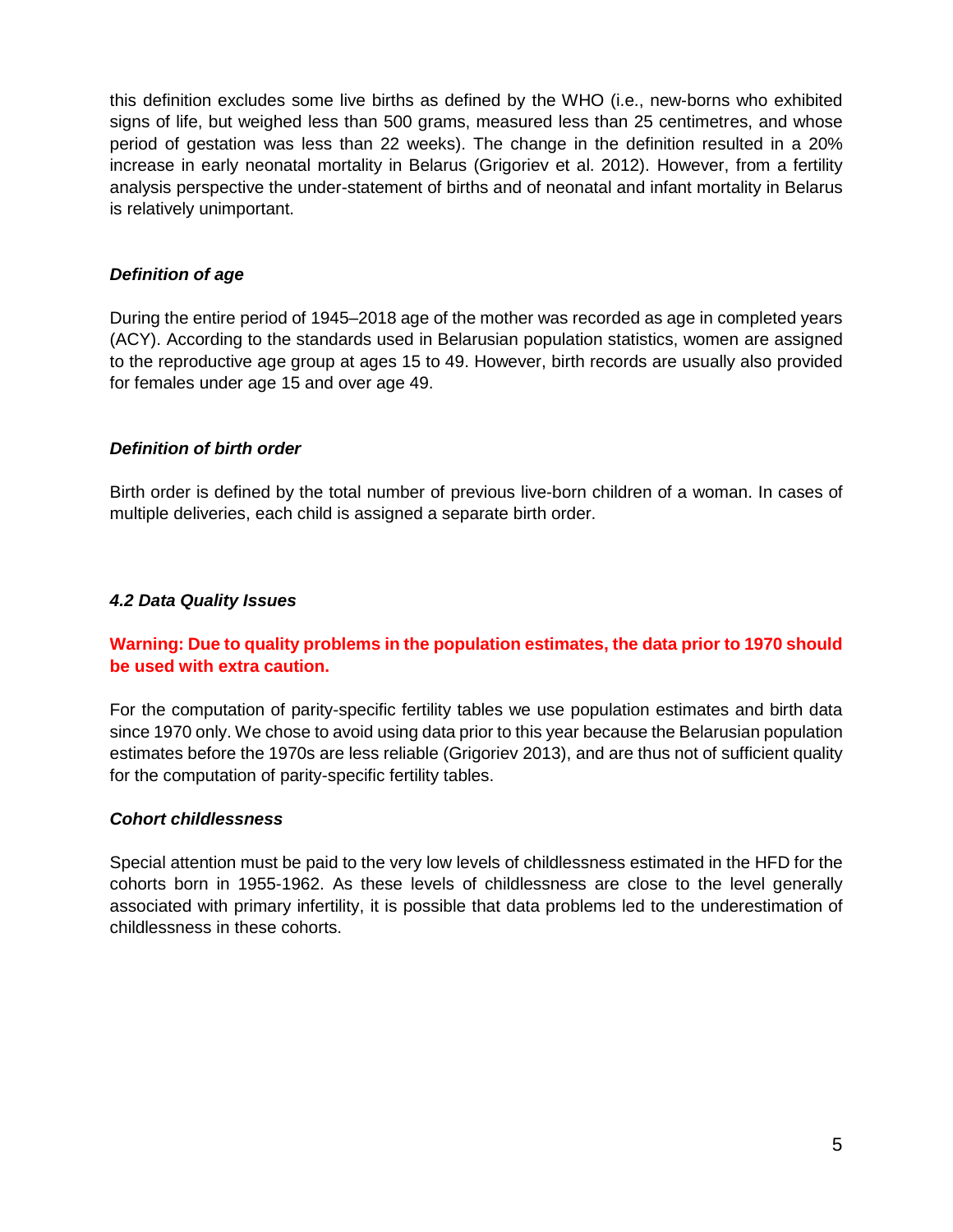this definition excludes some live births as defined by the WHO (i.e., new-borns who exhibited signs of life, but weighed less than 500 grams, measured less than 25 centimetres, and whose period of gestation was less than 22 weeks). The change in the definition resulted in a 20% increase in early neonatal mortality in Belarus (Grigoriev et al. 2012). However, from a fertility analysis perspective the under-statement of births and of neonatal and infant mortality in Belarus is relatively unimportant.

***Definition of age***

During the entire period of 1945–2018 age of the mother was recorded as age in completed years (ACY). According to the standards used in Belarusian population statistics, women are assigned to the reproductive age group at ages 15 to 49. However, birth records are usually also provided for females under age 15 and over age 49.

***Definition of birth order***

Birth order is defined by the total number of previous live-born children of a woman. In cases of multiple deliveries, each child is assigned a separate birth order.

### *4.2 Data Quality Issues*

**Warning: Due to quality problems in the population estimates, the data prior to 1970 should be used with extra caution.**

For the computation of parity-specific fertility tables we use population estimates and birth data since 1970 only. We chose to avoid using data prior to this year because the Belarusian population estimates before the 1970s are less reliable (Grigoriev 2013), and are thus not of sufficient quality for the computation of parity-specific fertility tables.

***Cohort childlessness***

Special attention must be paid to the very low levels of childlessness estimated in the HFD for the cohorts born in 1955-1962. As these levels of childlessness are close to the level generally associated with primary infertility, it is possible that data problems led to the underestimation of childlessness in these cohorts.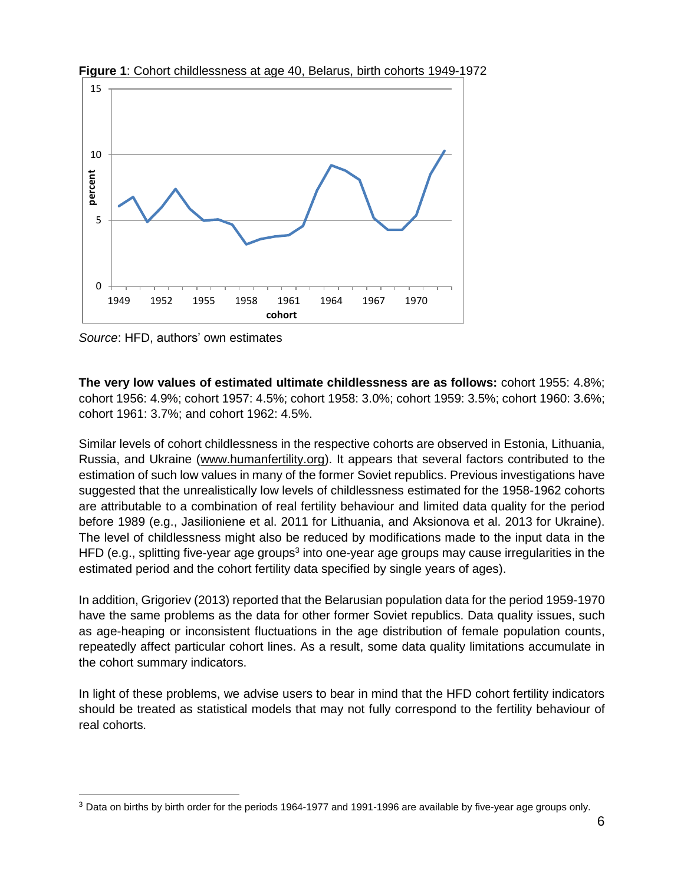**Figure 1**: Cohort childlessness at age 40, Belarus, birth cohorts 1949-1972

*Source*: HFD, authors' own estimates

**The very low values of estimated ultimate childlessness are as follows:** cohort 1955: 4.8%; cohort 1956: 4.9%; cohort 1957: 4.5%; cohort 1958: 3.0%; cohort 1959: 3.5%; cohort 1960: 3.6%; cohort 1961: 3.7%; and cohort 1962: 4.5%.

Similar levels of cohort childlessness in the respective cohorts are observed in Estonia, Lithuania, Russia, and Ukraine (www.humanfertility.org). It appears that several factors contributed to the estimation of such low values in many of the former Soviet republics. Previous investigations have suggested that the unrealistically low levels of childlessness estimated for the 1958-1962 cohorts are attributable to a combination of real fertility behaviour and limited data quality for the period before 1989 (e.g., Jasilioniene et al. 2011 for Lithuania, and Aksionova et al. 2013 for Ukraine). The level of childlessness might also be reduced by modifications made to the input data in the HFD (e.g., splitting five-year age groups[3] into one-year age groups may cause irregularities in the estimated period and the cohort fertility data specified by single years of ages).

In addition, Grigoriev (2013) reported that the Belarusian population data for the period 1959-1970 have the same problems as the data for other former Soviet republics. Data quality issues, such as age-heaping or inconsistent fluctuations in the age distribution of female population counts, repeatedly affect particular cohort lines. As a result, some data quality limitations accumulate in the cohort summary indicators.

In light of these problems, we advise users to bear in mind that the HFD cohort fertility indicators should be treated as statistical models that may not fully correspond to the fertility behaviour of real cohorts.

[3] Data on births by birth order for the periods 1964-1977 and 1991-1996 are available by five-year age groups only.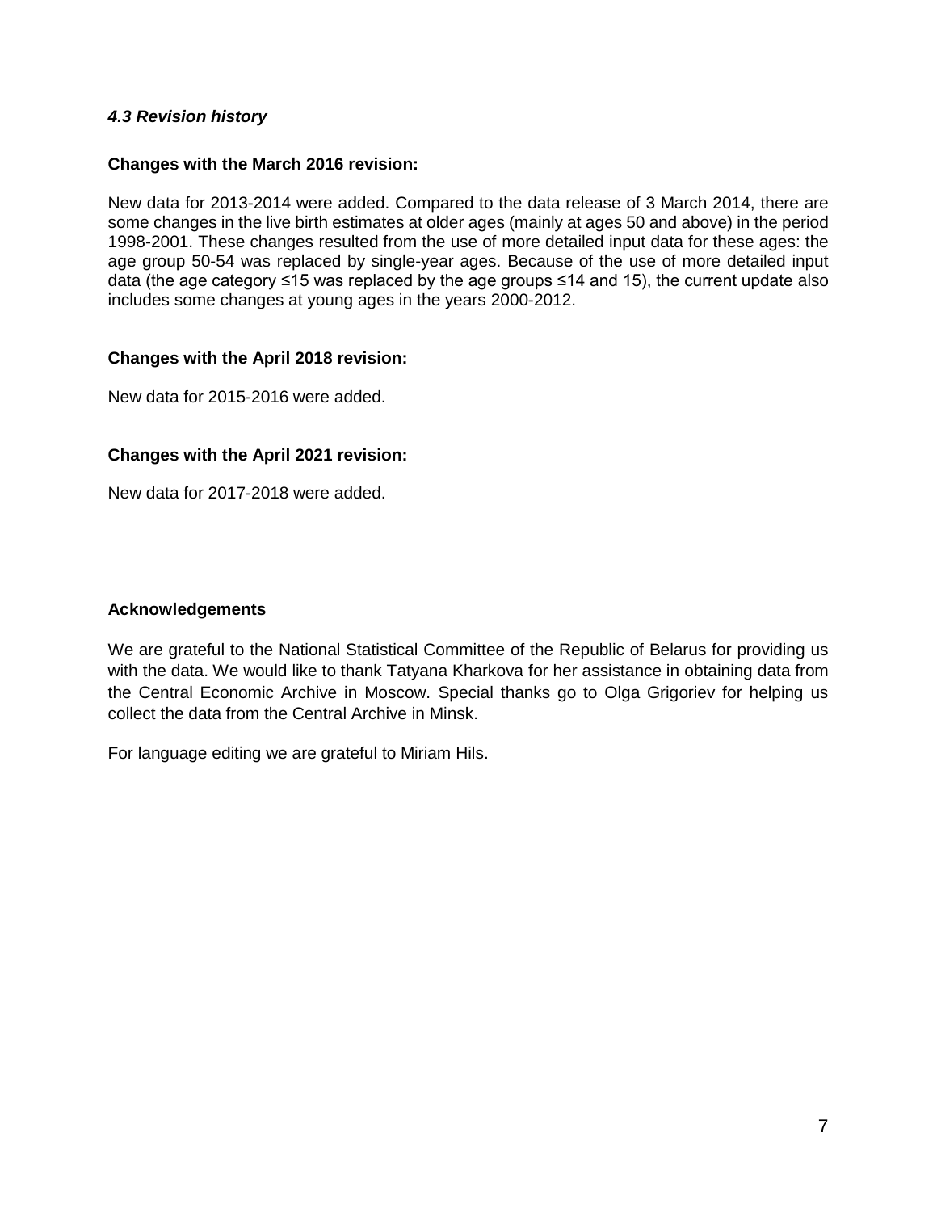### *4.3 Revision history*

**Changes with the March 2016 revision:**

New data for 2013-2014 were added. Compared to the data release of 3 March 2014, there are some changes in the live birth estimates at older ages (mainly at ages 50 and above) in the period 1998-2001. These changes resulted from the use of more detailed input data for these ages: the age group 50-54 was replaced by single-year ages. Because of the use of more detailed input data (the age category ≤15 was replaced by the age groups ≤14 and 15), the current update also includes some changes at young ages in the years 2000-2012.

**Changes with the April 2018 revision:**

New data for 2015-2016 were added.

**Changes with the April 2021 revision:**

New data for 2017-2018 were added.

**Acknowledgements**

We are grateful to the National Statistical Committee of the Republic of Belarus for providing us with the data. We would like to thank Tatyana Kharkova for her assistance in obtaining data from the Central Economic Archive in Moscow. Special thanks go to Olga Grigoriev for helping us collect the data from the Central Archive in Minsk.

For language editing we are grateful to Miriam Hils.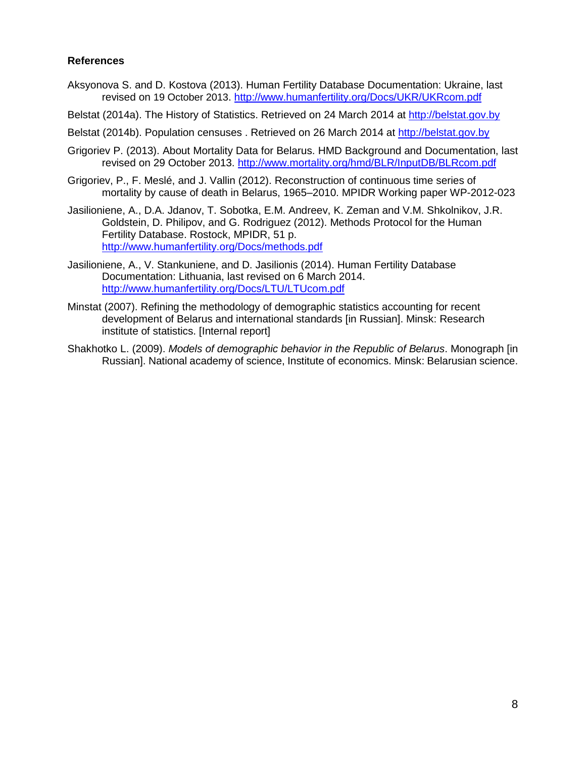## References

Aksyonova S. and D. Kostova (2013). Human Fertility Database Documentation: Ukraine, last revised on 19 October 2013. http://www.humanfertility.org/Docs/UKR/UKRcom.pdf

Belstat (2014a). The History of Statistics. Retrieved on 24 March 2014 at http://belstat.gov.by

Belstat (2014b). Population censuses . Retrieved on 26 March 2014 at http://belstat.gov.by

Grigoriev P. (2013). About Mortality Data for Belarus. HMD Background and Documentation, last revised on 29 October 2013. http://www.mortality.org/hmd/BLR/InputDB/BLRcom.pdf

Grigoriev, P., F. Meslé, and J. Vallin (2012). Reconstruction of continuous time series of mortality by cause of death in Belarus, 1965–2010. MPIDR Working paper WP-2012-023

Jasilioniene, A., D.A. Jdanov, T. Sobotka, E.M. Andreev, K. Zeman and V.M. Shkolnikov, J.R. Goldstein, D. Philipov, and G. Rodriguez (2012). Methods Protocol for the Human Fertility Database. Rostock, MPIDR, 51 p. http://www.humanfertility.org/Docs/methods.pdf

Jasilioniene, A., V. Stankuniene, and D. Jasilionis (2014). Human Fertility Database Documentation: Lithuania, last revised on 6 March 2014. http://www.humanfertility.org/Docs/LTU/LTUcom.pdf

Minstat (2007). Refining the methodology of demographic statistics accounting for recent development of Belarus and international standards [in Russian]. Minsk: Research institute of statistics. [Internal report]

Shakhotko L. (2009). *Models of demographic behavior in the Republic of Belarus*. Monograph [in Russian]. National academy of science, Institute of economics. Minsk: Belarusian science.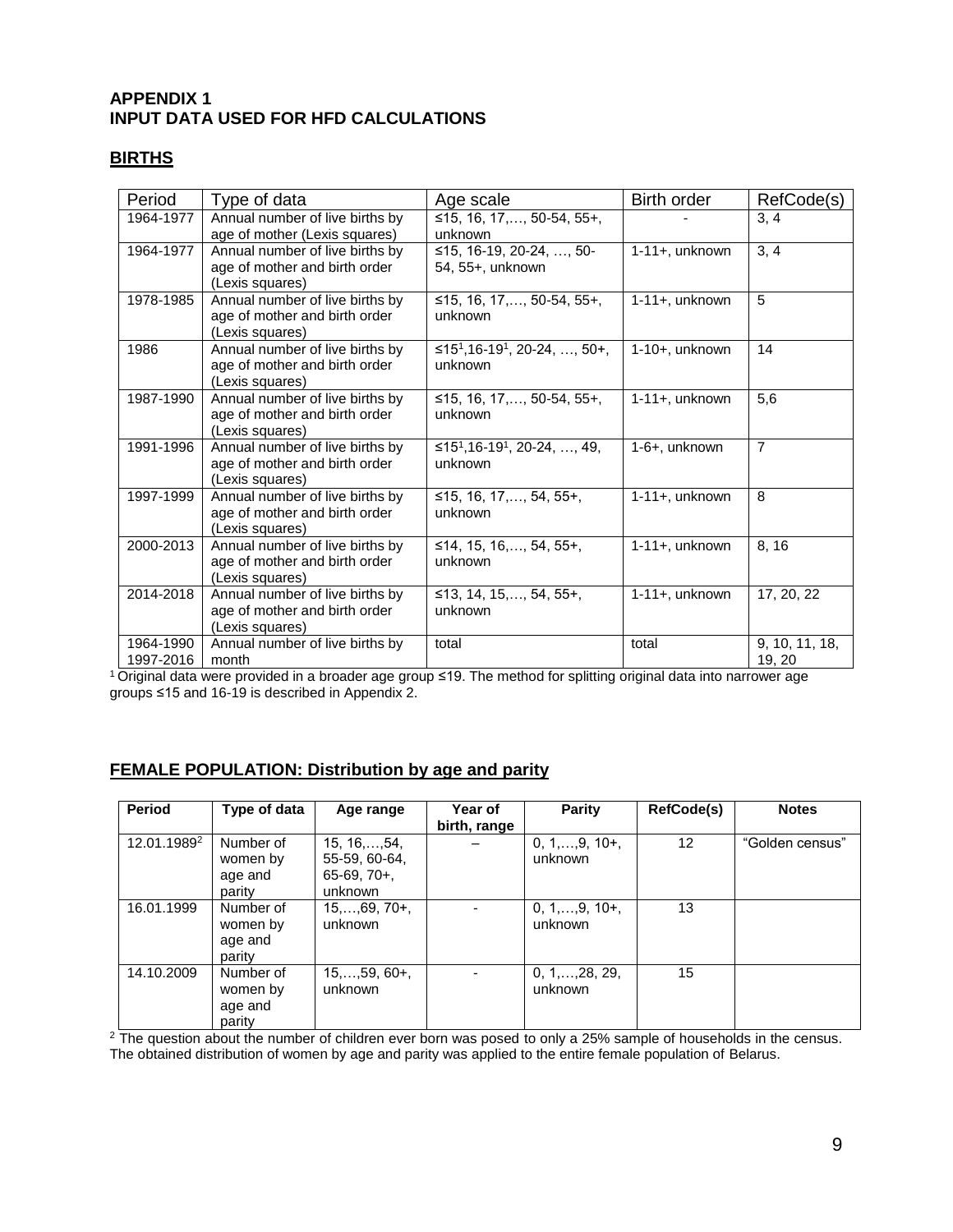# APPENDIX 1
# INPUT DATA USED FOR HFD CALCULATIONS

## BIRTHS

| Period | Type of data | Age scale | Birth order | RefCode(s) |
|---|---|---|---|---|
| 1964-1977 | Annual number of live births by age of mother (Lexis squares) | ≤15, 16, 17,…, 50-54, 55+, unknown | - | 3, 4 |
| 1964-1977 | Annual number of live births by age of mother and birth order (Lexis squares) | ≤15, 16-19, 20-24, …, 50-54, 55+, unknown | 1-11+, unknown | 3, 4 |
| 1978-1985 | Annual number of live births by age of mother and birth order (Lexis squares) | ≤15, 16, 17,…, 50-54, 55+, unknown | 1-11+, unknown | 5 |
| 1986 | Annual number of live births by age of mother and birth order (Lexis squares) | ≤15[1],16-19[1], 20-24, …, 50+, unknown | 1-10+, unknown | 14 |
| 1987-1990 | Annual number of live births by age of mother and birth order (Lexis squares) | ≤15, 16, 17,…, 50-54, 55+, unknown | 1-11+, unknown | 5,6 |
| 1991-1996 | Annual number of live births by age of mother and birth order (Lexis squares) | ≤15[1],16-19[1], 20-24, …, 49, unknown | 1-6+, unknown | 7 |
| 1997-1999 | Annual number of live births by age of mother and birth order (Lexis squares) | ≤15, 16, 17,…, 54, 55+, unknown | 1-11+, unknown | 8 |
| 2000-2013 | Annual number of live births by age of mother and birth order (Lexis squares) | ≤14, 15, 16,…, 54, 55+, unknown | 1-11+, unknown | 8, 16 |
| 2014-2018 | Annual number of live births by age of mother and birth order (Lexis squares) | ≤13, 14, 15,…, 54, 55+, unknown | 1-11+, unknown | 17, 20, 22 |
| 1964-1990<br>1997-2016 | Annual number of live births by month | total | total | 9, 10, 11, 18, 19, 20 |

[1] Original data were provided in a broader age group ≤19. The method for splitting original data into narrower age groups ≤15 and 16-19 is described in Appendix 2.

## FEMALE POPULATION: Distribution by age and parity

| Period | Type of data | Age range | Year of birth, range | Parity | RefCode(s) | Notes |
|---|---|---|---|---|---|---|
| 12.01.1989[2] | Number of women by age and parity | 15, 16,…,54, 55-59, 60-64, 65-69, 70+, unknown | – | 0, 1,…,9, 10+, unknown | 12 | "Golden census" |
| 16.01.1999 | Number of women by age and parity | 15,…,69, 70+, unknown | - | 0, 1,…,9, 10+, unknown | 13 | |
| 14.10.2009 | Number of women by age and parity | 15,…,59, 60+, unknown | - | 0, 1,…,28, 29, unknown | 15 | |

[2] The question about the number of children ever born was posed to only a 25% sample of households in the census. The obtained distribution of women by age and parity was applied to the entire female population of Belarus.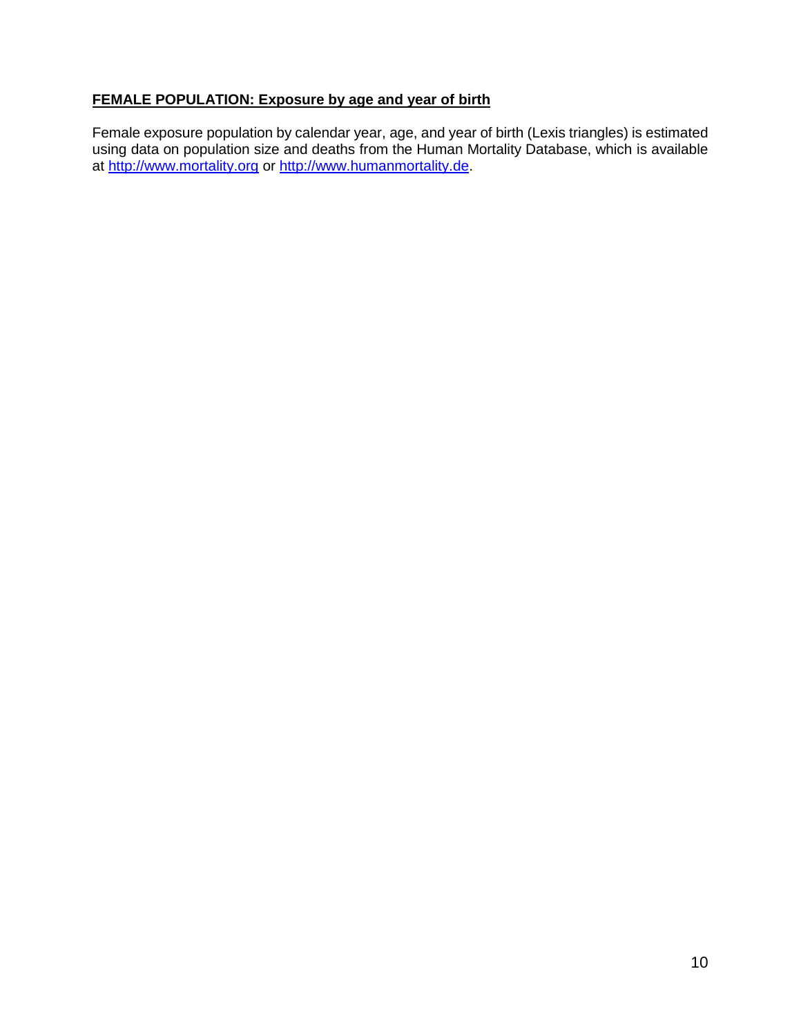**FEMALE POPULATION: Exposure by age and year of birth**

Female exposure population by calendar year, age, and year of birth (Lexis triangles) is estimated using data on population size and deaths from the Human Mortality Database, which is available at [http://www.mortality.org](http://www.mortality.org) or [http://www.humanmortality.de](http://www.humanmortality.de).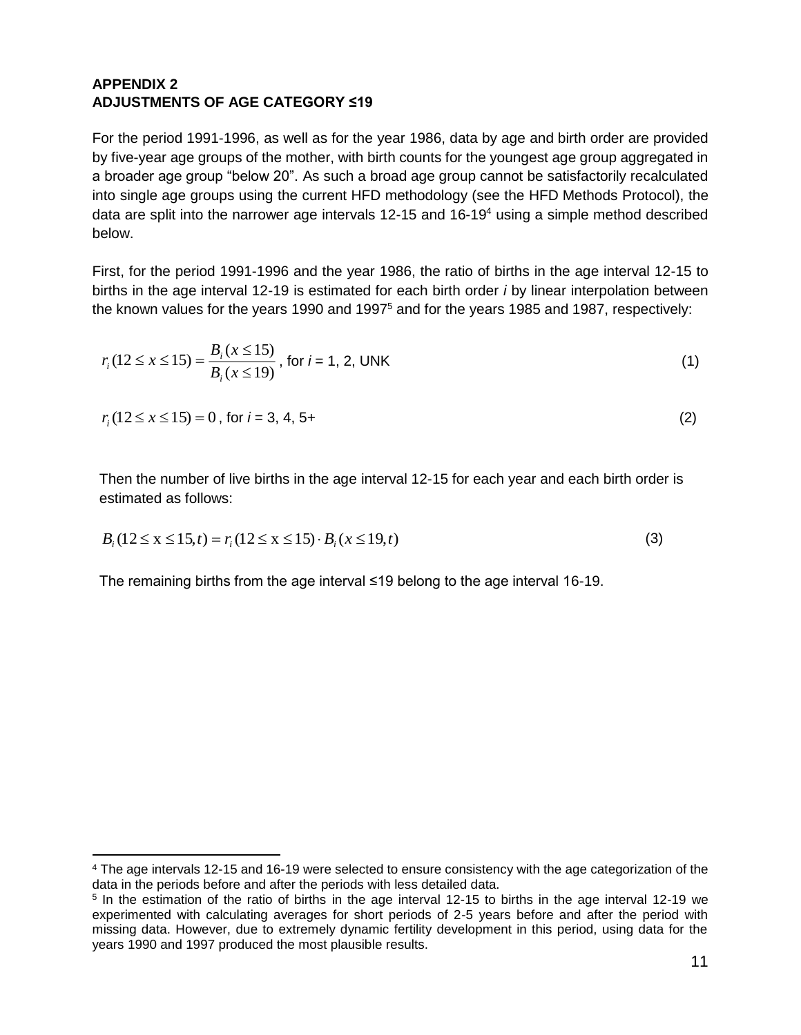# APPENDIX 2
# ADJUSTMENTS OF AGE CATEGORY ≤19

For the period 1991-1996, as well as for the year 1986, data by age and birth order are provided by five-year age groups of the mother, with birth counts for the youngest age group aggregated in a broader age group "below 20". As such a broad age group cannot be satisfactorily recalculated into single age groups using the current HFD methodology (see the HFD Methods Protocol), the data are split into the narrower age intervals 12-15 and 16-19[4] using a simple method described below.

First, for the period 1991-1996 and the year 1986, the ratio of births in the age interval 12-15 to births in the age interval 12-19 is estimated for each birth order *i* by linear interpolation between the known values for the years 1990 and 1997[5] and for the years 1985 and 1987, respectively:

$$r_i(12 \leq x \leq 15) = \frac{B_i(x \leq 15)}{B_i(x \leq 19)} \text{, for } i = 1, 2, \text{UNK} \quad (1)$$

$$r_i(12 \leq x \leq 15) = 0 \text{, for } i = 3, 4, 5+ \quad (2)$$

Then the number of live births in the age interval 12-15 for each year and each birth order is estimated as follows:

$$B_i(12 \leq x \leq 15, t) = r_i(12 \leq x \leq 15) \cdot B_i(x \leq 19, t) \quad (3)$$

The remaining births from the age interval ≤19 belong to the age interval 16-19.

---

[4] The age intervals 12-15 and 16-19 were selected to ensure consistency with the age categorization of the data in the periods before and after the periods with less detailed data.

[5] In the estimation of the ratio of births in the age interval 12-15 to births in the age interval 12-19 we experimented with calculating averages for short periods of 2-5 years before and after the period with missing data. However, due to extremely dynamic fertility development in this period, using data for the years 1990 and 1997 produced the most plausible results.